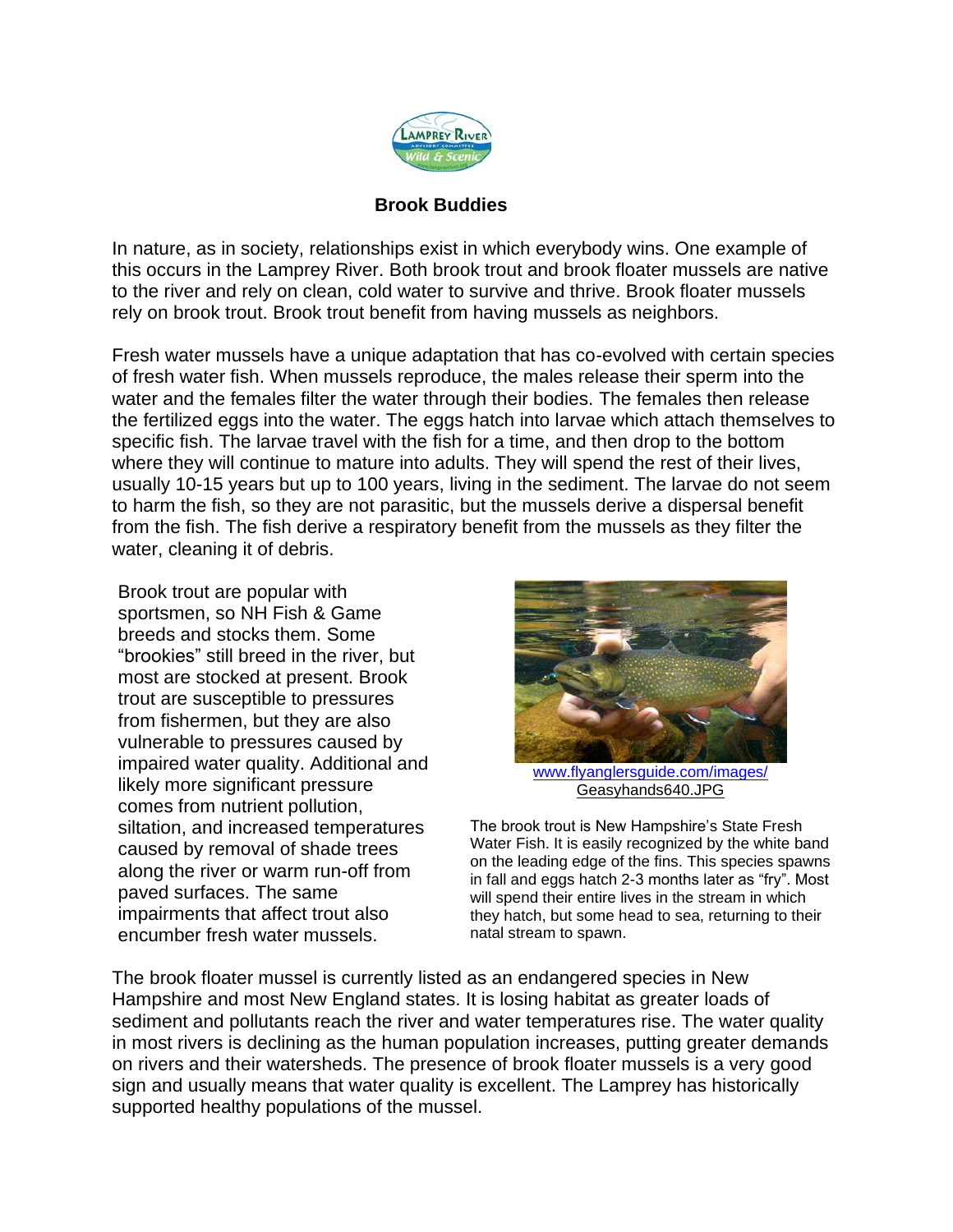# Brook Buddies

In nature, as in society, relationships exist in which everybody wins. One example of this occurs in the Lamprey River. Both brook trout and brook floater mussels are native to the river and rely on clean, cold water to survive and thrive. Brook floater mussels rely on brook trout. Brook trout benefit from having mussels as neighbors.

Fresh water mussels have a unique adaptation that has co-evolved with certain species of fresh water fish. When mussels reproduce, the males release their sperm into the water and the females filter the water through their bodies. The females then release the fertilized eggs into the water. The eggs hatch into larvae which attach themselves to specific fish. The larvae travel with the fish for a time, and then drop to the bottom where they will continue to mature into adults. They will spend the rest of their lives, usually 10-15 years but up to 100 years, living in the sediment. The larvae do not seem to harm the fish, so they are not parasitic, but the mussels derive a dispersal benefit from the fish. The fish derive a respiratory benefit from the mussels as they filter the water, cleaning it of debris.

Brook trout are popular with sportsmen, so NH Fish & Game breeds and stocks them. Some "brookies" still breed in the river, but most are stocked at present. Brook trout are susceptible to pressures from fishermen, but they are also vulnerable to pressures caused by impaired water quality. Additional and likely more significant pressure comes from nutrient pollution, siltation, and increased temperatures caused by removal of shade trees along the river or warm run-off from paved surfaces. The same impairments that affect trout also encumber fresh water mussels.

www.flyanglersguide.com/images/Geasyhands640.JPG

The brook trout is New Hampshire's State Fresh Water Fish. It is easily recognized by the white band on the leading edge of the fins. This species spawns in fall and eggs hatch 2-3 months later as "fry". Most will spend their entire lives in the stream in which they hatch, but some head to sea, returning to their natal stream to spawn.

The brook floater mussel is currently listed as an endangered species in New Hampshire and most New England states. It is losing habitat as greater loads of sediment and pollutants reach the river and water temperatures rise. The water quality in most rivers is declining as the human population increases, putting greater demands on rivers and their watersheds. The presence of brook floater mussels is a very good sign and usually means that water quality is excellent. The Lamprey has historically supported healthy populations of the mussel.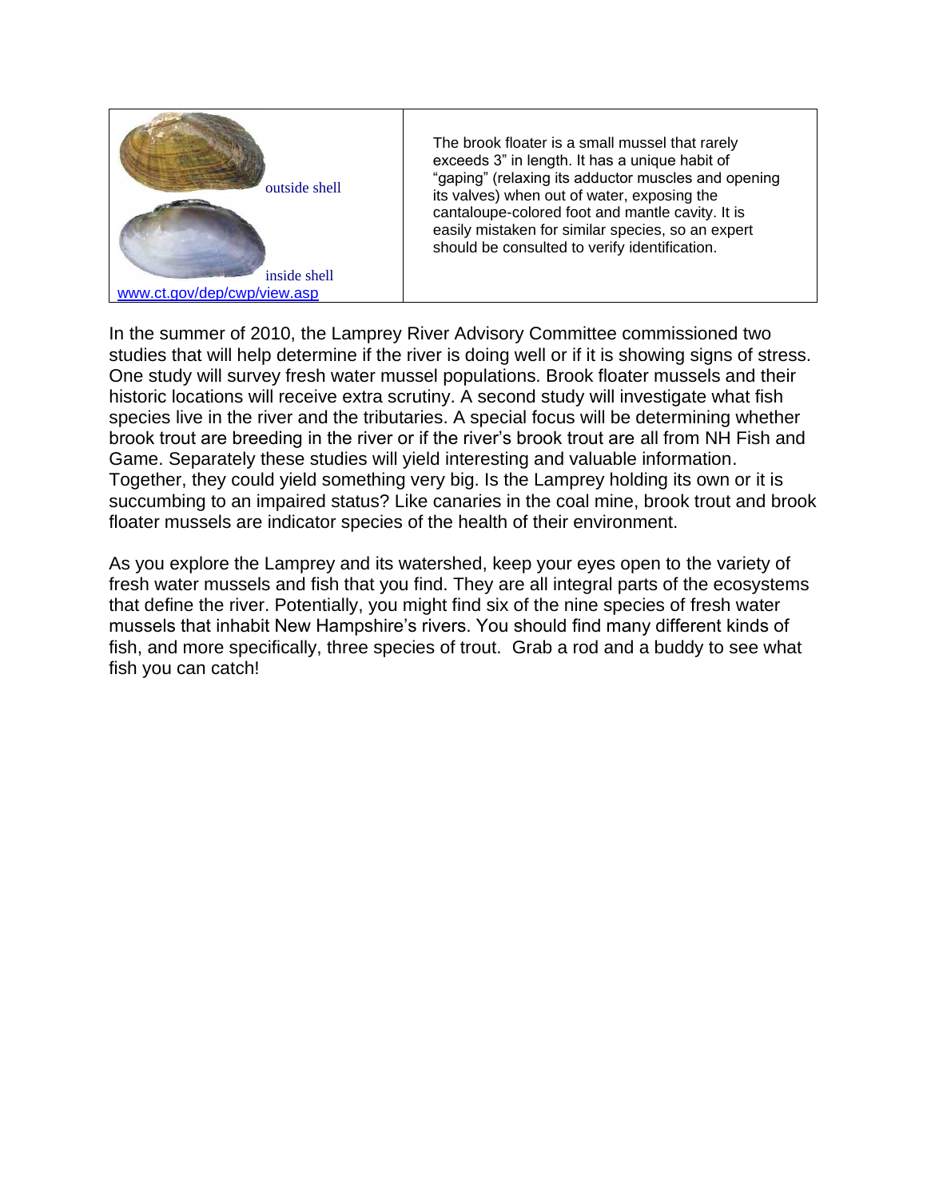| | |
|---|---|
| outside shell<br>inside shell<br>www.ct.gov/dep/cwp/view.asp | The brook floater is a small mussel that rarely exceeds 3" in length. It has a unique habit of "gaping" (relaxing its adductor muscles and opening its valves) when out of water, exposing the cantaloupe-colored foot and mantle cavity. It is easily mistaken for similar species, so an expert should be consulted to verify identification. |

In the summer of 2010, the Lamprey River Advisory Committee commissioned two studies that will help determine if the river is doing well or if it is showing signs of stress. One study will survey fresh water mussel populations. Brook floater mussels and their historic locations will receive extra scrutiny. A second study will investigate what fish species live in the river and the tributaries. A special focus will be determining whether brook trout are breeding in the river or if the river's brook trout are all from NH Fish and Game. Separately these studies will yield interesting and valuable information. Together, they could yield something very big. Is the Lamprey holding its own or it is succumbing to an impaired status? Like canaries in the coal mine, brook trout and brook floater mussels are indicator species of the health of their environment.

As you explore the Lamprey and its watershed, keep your eyes open to the variety of fresh water mussels and fish that you find. They are all integral parts of the ecosystems that define the river. Potentially, you might find six of the nine species of fresh water mussels that inhabit New Hampshire's rivers. You should find many different kinds of fish, and more specifically, three species of trout. Grab a rod and a buddy to see what fish you can catch!